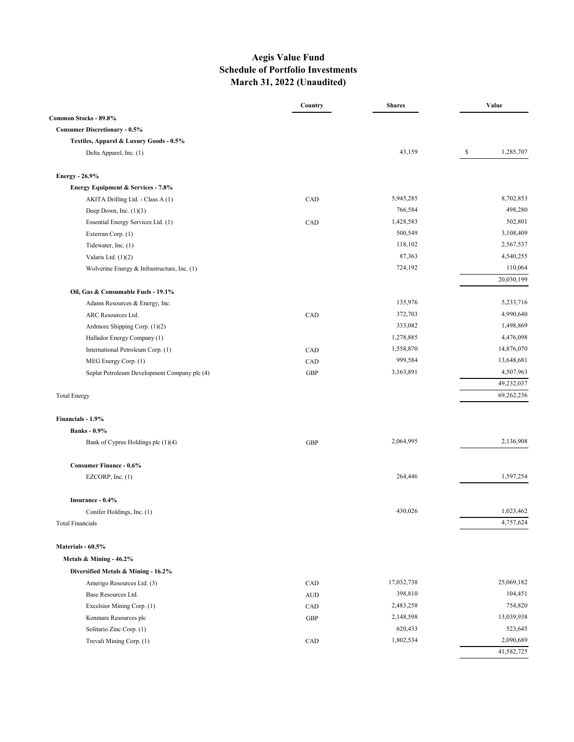# Aegis Value Fund
## Schedule of Portfolio Investments
## March 31, 2022 (Unaudited)

| | Country | Shares | Value |
|---|---|---|---|
| **Common Stocks - 89.8%** | | | |
| **Consumer Discretionary - 0.5%** | | | |
| **Textiles, Apparel & Luxury Goods - 0.5%** | | | |
| Delta Apparel, Inc. (1) | | 43,159 | $ 1,285,707 |
| **Energy - 26.9%** | | | |
| **Energy Equipment & Services - 7.8%** | | | |
| AKITA Drilling Ltd. - Class A (1) | CAD | 5,945,285 | 8,702,853 |
| Deep Down, Inc. (1)(3) | | 766,584 | 498,280 |
| Essential Energy Services Ltd. (1) | CAD | 1,428,583 | 502,801 |
| Exterran Corp. (1) | | 500,549 | 3,108,409 |
| Tidewater, Inc. (1) | | 118,102 | 2,567,537 |
| Valaris Ltd. (1)(2) | | 87,363 | 4,540,255 |
| Wolverine Energy & Infrastructure, Inc. (1) | | 724,192 | 110,064 |
| | | | 20,030,199 |
| **Oil, Gas & Consumable Fuels - 19.1%** | | | |
| Adams Resources & Energy, Inc. | | 135,976 | 5,233,716 |
| ARC Resources Ltd. | CAD | 372,703 | 4,990,640 |
| Ardmore Shipping Corp. (1)(2) | | 333,082 | 1,498,869 |
| Hallador Energy Company (1) | | 1,278,885 | 4,476,098 |
| International Petroleum Corp. (1) | CAD | 1,558,870 | 14,876,070 |
| MEG Energy Corp. (1) | CAD | 999,584 | 13,648,681 |
| Seplat Petroleum Development Company plc (4) | GBP | 3,163,891 | 4,507,963 |
| | | | 49,232,037 |
| Total Energy | | | 69,262,236 |
| **Financials - 1.9%** | | | |
| **Banks - 0.9%** | | | |
| Bank of Cyprus Holdings plc (1)(4) | GBP | 2,064,995 | 2,136,908 |
| **Consumer Finance - 0.6%** | | | |
| EZCORP, Inc. (1) | | 264,446 | 1,597,254 |
| **Insurance - 0.4%** | | | |
| Conifer Holdings, Inc. (1) | | 430,026 | 1,023,462 |
| Total Financials | | | 4,757,624 |
| **Materials - 60.5%** | | | |
| **Metals & Mining - 46.2%** | | | |
| **Diversified Metals & Mining - 16.2%** | | | |
| Amerigo Resources Ltd. (3) | CAD | 17,032,738 | 25,069,182 |
| Base Resources Ltd. | AUD | 398,810 | 104,451 |
| Excelsior Mining Corp. (1) | CAD | 2,483,258 | 754,820 |
| Kenmare Resources plc | GBP | 2,148,598 | 13,039,938 |
| Solitario Zinc Corp. (1) | | 620,433 | 523,645 |
| Trevali Mining Corp. (1) | CAD | 1,802,534 | 2,090,689 |
| | | | 41,582,725 |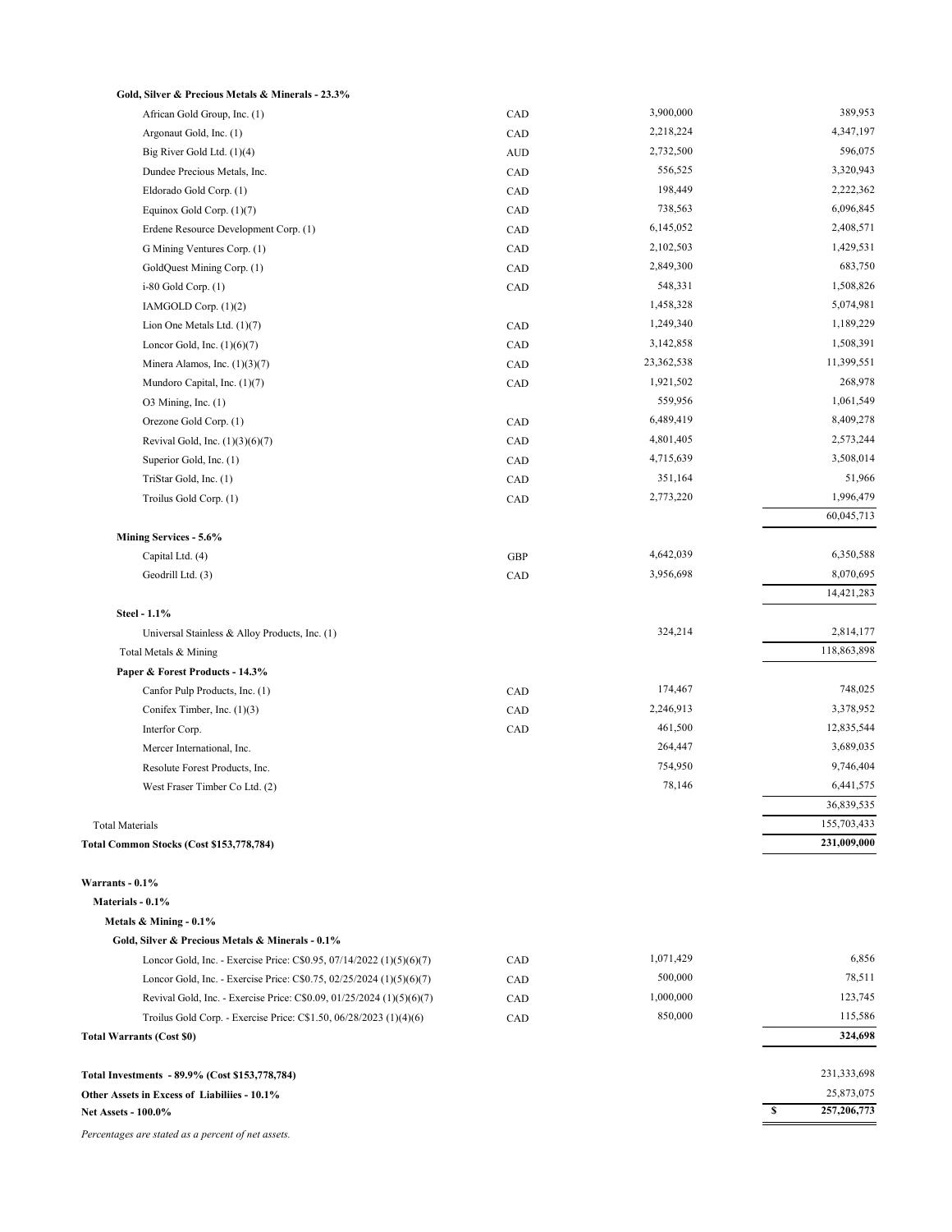| | | | |
|---|---|---|---|
| **Gold, Silver & Precious Metals & Minerals - 23.3%** | | | |
| African Gold Group, Inc. (1) | CAD | 3,900,000 | 389,953 |
| Argonaut Gold, Inc. (1) | CAD | 2,218,224 | 4,347,197 |
| Big River Gold Ltd. (1)(4) | AUD | 2,732,500 | 596,075 |
| Dundee Precious Metals, Inc. | CAD | 556,525 | 3,320,943 |
| Eldorado Gold Corp. (1) | CAD | 198,449 | 2,222,362 |
| Equinox Gold Corp. (1)(7) | CAD | 738,563 | 6,096,845 |
| Erdene Resource Development Corp. (1) | CAD | 6,145,052 | 2,408,571 |
| G Mining Ventures Corp. (1) | CAD | 2,102,503 | 1,429,531 |
| GoldQuest Mining Corp. (1) | CAD | 2,849,300 | 683,750 |
| i-80 Gold Corp. (1) | CAD | 548,331 | 1,508,826 |
| IAMGOLD Corp. (1)(2) | | 1,458,328 | 5,074,981 |
| Lion One Metals Ltd. (1)(7) | CAD | 1,249,340 | 1,189,229 |
| Loncor Gold, Inc. (1)(6)(7) | CAD | 3,142,858 | 1,508,391 |
| Minera Alamos, Inc. (1)(3)(7) | CAD | 23,362,538 | 11,399,551 |
| Mundoro Capital, Inc. (1)(7) | CAD | 1,921,502 | 268,978 |
| O3 Mining, Inc. (1) | | 559,956 | 1,061,549 |
| Orezone Gold Corp. (1) | CAD | 6,489,419 | 8,409,278 |
| Revival Gold, Inc. (1)(3)(6)(7) | CAD | 4,801,405 | 2,573,244 |
| Superior Gold, Inc. (1) | CAD | 4,715,639 | 3,508,014 |
| TriStar Gold, Inc. (1) | CAD | 351,164 | 51,966 |
| Troilus Gold Corp. (1) | CAD | 2,773,220 | 1,996,479 |
| | | | 60,045,713 |
| **Mining Services - 5.6%** | | | |
| Capital Ltd. (4) | GBP | 4,642,039 | 6,350,588 |
| Geodrill Ltd. (3) | CAD | 3,956,698 | 8,070,695 |
| | | | 14,421,283 |
| **Steel - 1.1%** | | | |
| Universal Stainless & Alloy Products, Inc. (1) | | 324,214 | 2,814,177 |
| Total Metals & Mining | | | 118,863,898 |
| **Paper & Forest Products - 14.3%** | | | |
| Canfor Pulp Products, Inc. (1) | CAD | 174,467 | 748,025 |
| Conifex Timber, Inc. (1)(3) | CAD | 2,246,913 | 3,378,952 |
| Interfor Corp. | CAD | 461,500 | 12,835,544 |
| Mercer International, Inc. | | 264,447 | 3,689,035 |
| Resolute Forest Products, Inc. | | 754,950 | 9,746,404 |
| West Fraser Timber Co Ltd. (2) | | 78,146 | 6,441,575 |
| | | | 36,839,535 |
| Total Materials | | | 155,703,433 |
| **Total Common Stocks (Cost $153,778,784)** | | | **231,009,000** |
| | | | |
| **Warrants - 0.1%** | | | |
| **Materials - 0.1%** | | | |
| **Metals & Mining - 0.1%** | | | |
| **Gold, Silver & Precious Metals & Minerals - 0.1%** | | | |
| Loncor Gold, Inc. - Exercise Price: C$0.95, 07/14/2022 (1)(5)(6)(7) | CAD | 1,071,429 | 6,856 |
| Loncor Gold, Inc. - Exercise Price: C$0.75, 02/25/2024 (1)(5)(6)(7) | CAD | 500,000 | 78,511 |
| Revival Gold, Inc. - Exercise Price: C$0.09, 01/25/2024 (1)(5)(6)(7) | CAD | 1,000,000 | 123,745 |
| Troilus Gold Corp. - Exercise Price: C$1.50, 06/28/2023 (1)(4)(6) | CAD | 850,000 | 115,586 |
| **Total Warrants (Cost $0)** | | | **324,698** |
| | | | |
| **Total Investments - 89.9% (Cost $153,778,784)** | | | 231,333,698 |
| **Other Assets in Excess of Liabiliies - 10.1%** | | | 25,873,075 |
| **Net Assets - 100.0%** | | | **$ 257,206,773** |

*Percentages are stated as a percent of net assets.*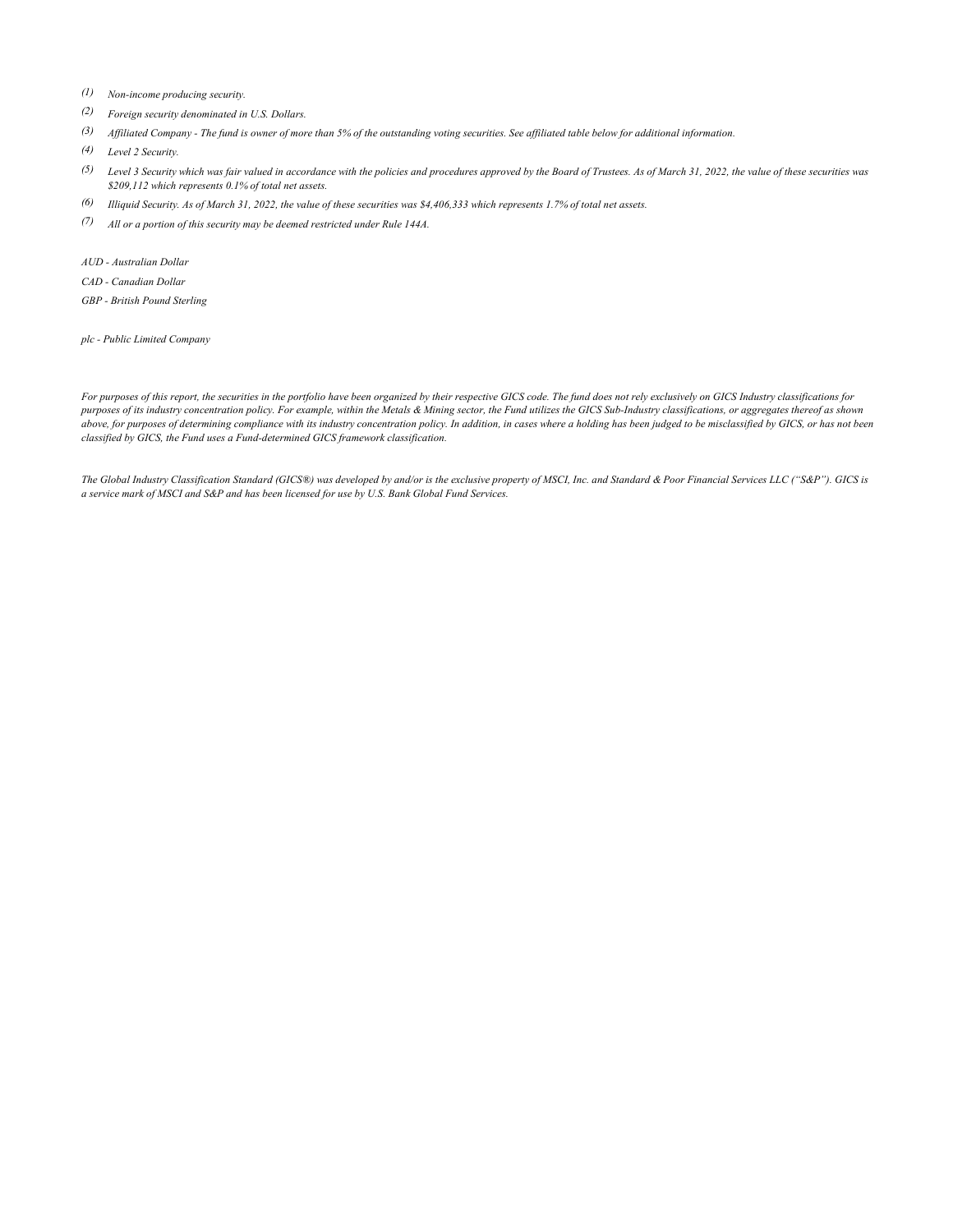*(1) Non-income producing security.*

*(2) Foreign security denominated in U.S. Dollars.*

*(3) Affiliated Company - The fund is owner of more than 5% of the outstanding voting securities. See affiliated table below for additional information.*

*(4) Level 2 Security.*

*(5) Level 3 Security which was fair valued in accordance with the policies and procedures approved by the Board of Trustees. As of March 31, 2022, the value of these securities was $209,112 which represents 0.1% of total net assets.*

*(6) Illiquid Security. As of March 31, 2022, the value of these securities was $4,406,333 which represents 1.7% of total net assets.*

*(7) All or a portion of this security may be deemed restricted under Rule 144A.*

*AUD - Australian Dollar*

*CAD - Canadian Dollar*

*GBP - British Pound Sterling*

*plc - Public Limited Company*

*For purposes of this report, the securities in the portfolio have been organized by their respective GICS code. The fund does not rely exclusively on GICS Industry classifications for purposes of its industry concentration policy. For example, within the Metals & Mining sector, the Fund utilizes the GICS Sub-Industry classifications, or aggregates thereof as shown above, for purposes of determining compliance with its industry concentration policy. In addition, in cases where a holding has been judged to be misclassified by GICS, or has not been classified by GICS, the Fund uses a Fund-determined GICS framework classification.*

*The Global Industry Classification Standard (GICS®) was developed by and/or is the exclusive property of MSCI, Inc. and Standard & Poor Financial Services LLC ("S&P"). GICS is a service mark of MSCI and S&P and has been licensed for use by U.S. Bank Global Fund Services.*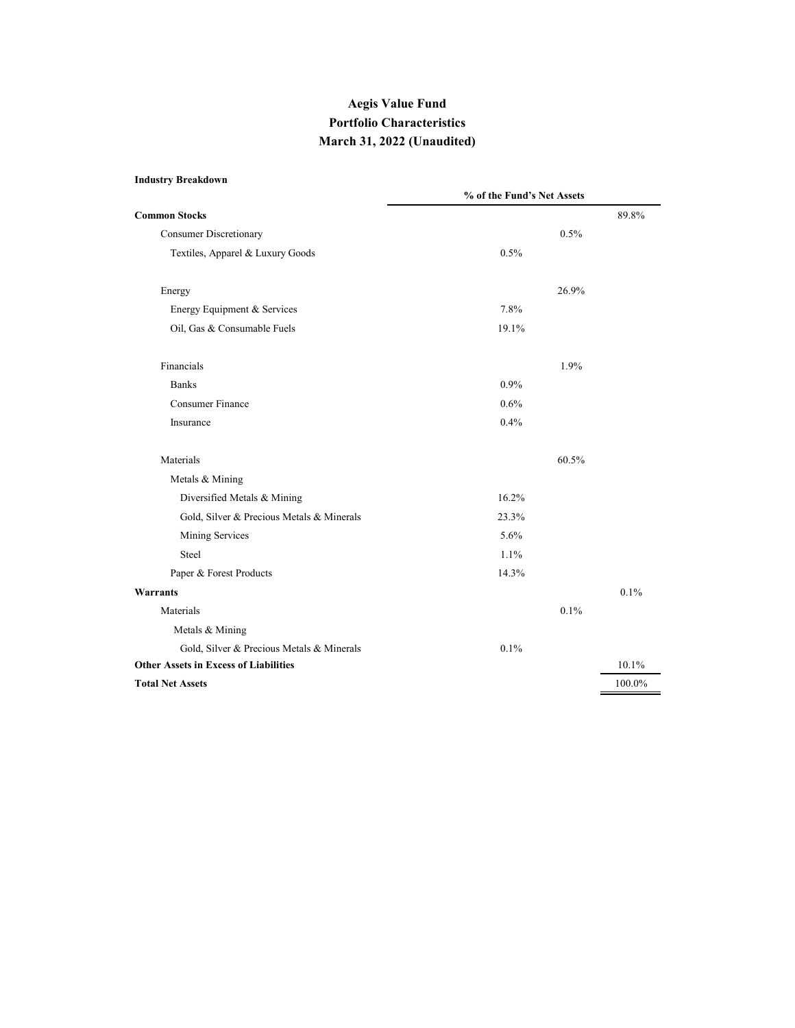# Aegis Value Fund
## Portfolio Characteristics
## March 31, 2022 (Unaudited)

**Industry Breakdown**

| | % of the Fund's Net Assets | | |
|---|---|---|---|
| **Common Stocks** | | | 89.8% |
| Consumer Discretionary | | 0.5% | |
| Textiles, Apparel & Luxury Goods | 0.5% | | |
| | | | |
| Energy | | 26.9% | |
| Energy Equipment & Services | 7.8% | | |
| Oil, Gas & Consumable Fuels | 19.1% | | |
| | | | |
| Financials | | 1.9% | |
| Banks | 0.9% | | |
| Consumer Finance | 0.6% | | |
| Insurance | 0.4% | | |
| | | | |
| Materials | | 60.5% | |
| Metals & Mining | | | |
| Diversified Metals & Mining | 16.2% | | |
| Gold, Silver & Precious Metals & Minerals | 23.3% | | |
| Mining Services | 5.6% | | |
| Steel | 1.1% | | |
| Paper & Forest Products | 14.3% | | |
| **Warrants** | | | 0.1% |
| Materials | | 0.1% | |
| Metals & Mining | | | |
| Gold, Silver & Precious Metals & Minerals | 0.1% | | |
| **Other Assets in Excess of Liabilities** | | | 10.1% |
| **Total Net Assets** | | | 100.0% |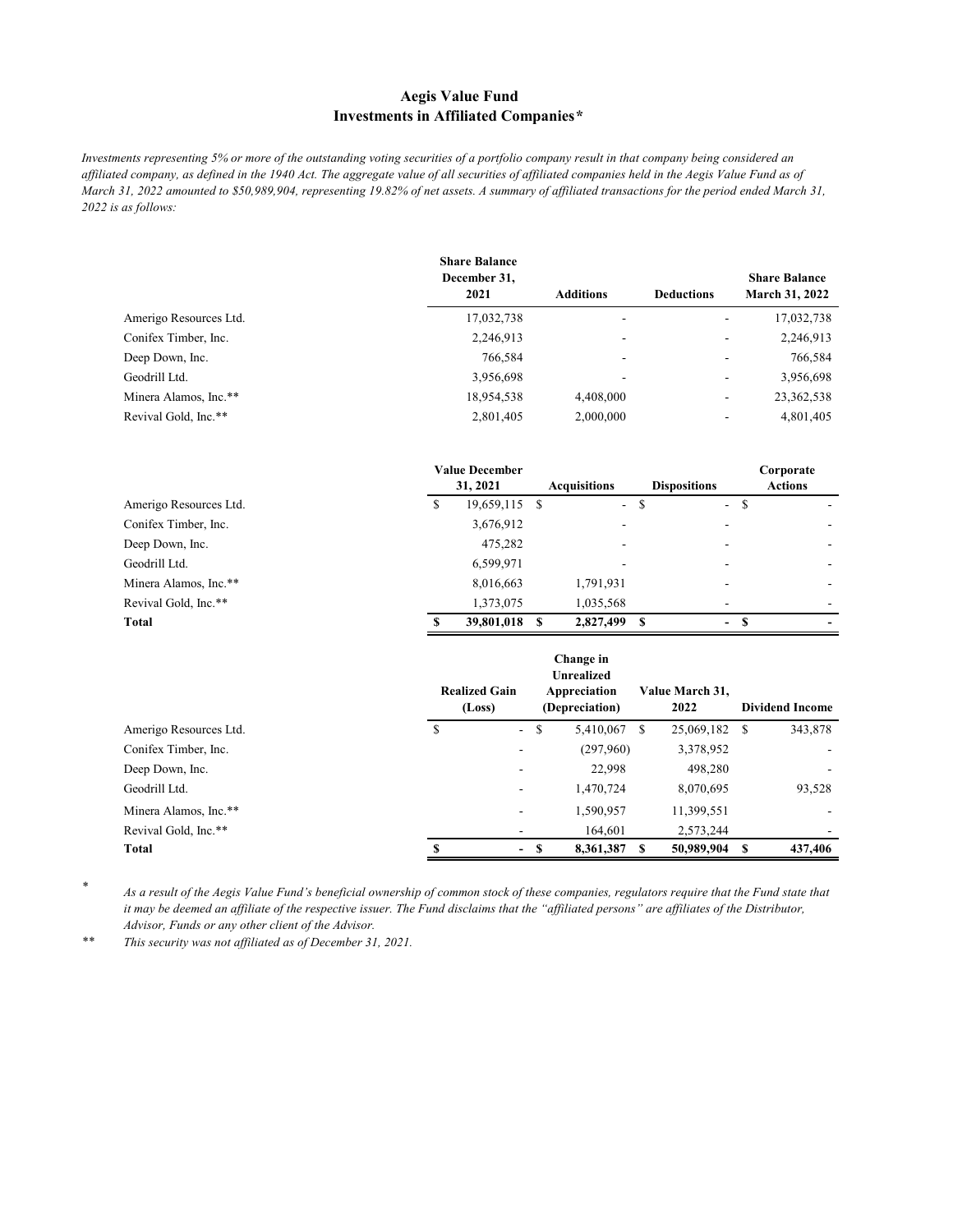# Aegis Value Fund
## Investments in Affiliated Companies*

*Investments representing 5% or more of the outstanding voting securities of a portfolio company result in that company being considered an affiliated company, as defined in the 1940 Act. The aggregate value of all securities of affiliated companies held in the Aegis Value Fund as of March 31, 2022 amounted to $50,989,904, representing 19.82% of net assets. A summary of affiliated transactions for the period ended March 31, 2022 is as follows:*

| | Share Balance December 31, 2021 | Additions | Deductions | Share Balance March 31, 2022 |
|---|---|---|---|---|
| Amerigo Resources Ltd. | 17,032,738 | - | - | 17,032,738 |
| Conifex Timber, Inc. | 2,246,913 | - | - | 2,246,913 |
| Deep Down, Inc. | 766,584 | - | - | 766,584 |
| Geodrill Ltd. | 3,956,698 | - | - | 3,956,698 |
| Minera Alamos, Inc.** | 18,954,538 | 4,408,000 | - | 23,362,538 |
| Revival Gold, Inc.** | 2,801,405 | 2,000,000 | - | 4,801,405 |

| | Value December 31, 2021 | Acquisitions | Dispositions | Corporate Actions |
|---|---|---|---|---|
| Amerigo Resources Ltd. | $ 19,659,115 | $ - | $ - | $ - |
| Conifex Timber, Inc. | 3,676,912 | - | - | - |
| Deep Down, Inc. | 475,282 | - | - | - |
| Geodrill Ltd. | 6,599,971 | - | - | - |
| Minera Alamos, Inc.** | 8,016,663 | 1,791,931 | - | - |
| Revival Gold, Inc.** | 1,373,075 | 1,035,568 | - | - |
| **Total** | **$ 39,801,018** | **$ 2,827,499** | **$ -** | **$ -** |

| | Realized Gain (Loss) | Change in Unrealized Appreciation (Depreciation) | Value March 31, 2022 | Dividend Income |
|---|---|---|---|---|
| Amerigo Resources Ltd. | $ - | $ 5,410,067 | $ 25,069,182 | $ 343,878 |
| Conifex Timber, Inc. | - | (297,960) | 3,378,952 | - |
| Deep Down, Inc. | - | 22,998 | 498,280 | - |
| Geodrill Ltd. | - | 1,470,724 | 8,070,695 | 93,528 |
| Minera Alamos, Inc.** | - | 1,590,957 | 11,399,551 | - |
| Revival Gold, Inc.** | - | 164,601 | 2,573,244 | - |
| **Total** | **$ -** | **$ 8,361,387** | **$ 50,989,904** | **$ 437,406** |

\* *As a result of the Aegis Value Fund's beneficial ownership of common stock of these companies, regulators require that the Fund state that it may be deemed an affiliate of the respective issuer. The Fund disclaims that the "affiliated persons" are affiliates of the Distributor, Advisor, Funds or any other client of the Advisor.*

\** *This security was not affiliated as of December 31, 2021.*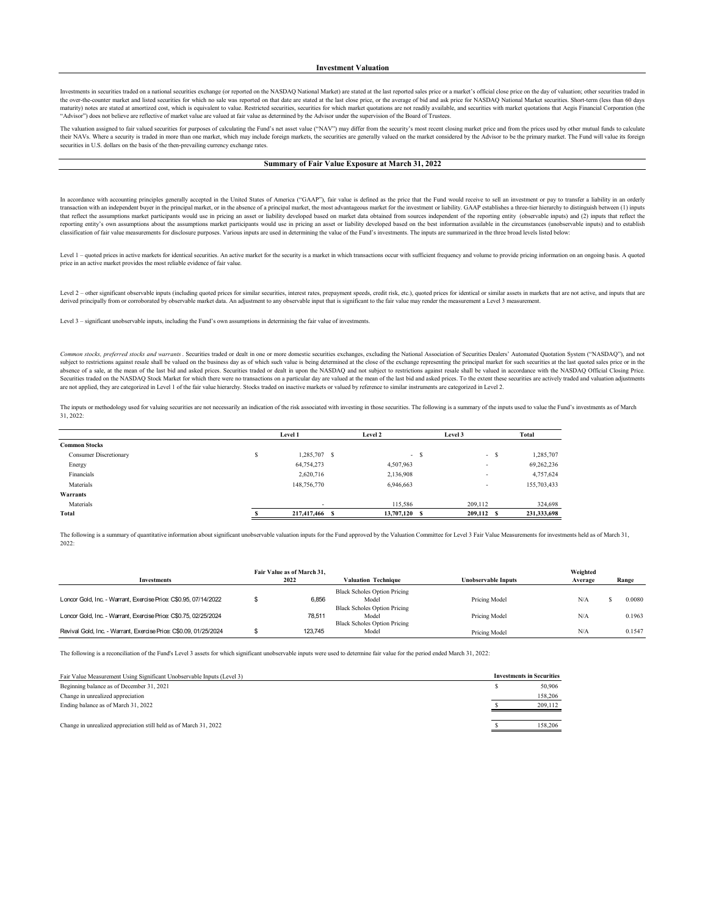## Investment Valuation

Investments in securities traded on a national securities exchange (or reported on the NASDAQ National Market) are stated at the last reported sales price or a market's official close price on the day of valuation; other securities traded in the over-the-counter market and listed securities for which no sale was reported on that date are stated at the last close price, or the average of bid and ask price for NASDAQ National Market securities. Short-term (less than 60 days maturity) notes are stated at amortized cost, which is equivalent to value. Restricted securities, securities for which market quotations are not readily available, and securities with market quotations that Aegis Financial Corporation (the "Advisor") does not believe are reflective of market value are valued at fair value as determined by the Advisor under the supervision of the Board of Trustees.

The valuation assigned to fair valued securities for purposes of calculating the Fund's net asset value ("NAV") may differ from the security's most recent closing market price and from the prices used by other mutual funds to calculate their NAVs. Where a security is traded in more than one market, which may include foreign markets, the securities are generally valued on the market considered by the Advisor to be the primary market. The Fund will value its foreign securities in U.S. dollars on the basis of the then-prevailing currency exchange rates.

## Summary of Fair Value Exposure at March 31, 2022

In accordance with accounting principles generally accepted in the United States of America ("GAAP"), fair value is defined as the price that the Fund would receive to sell an investment or pay to transfer a liability in an orderly transaction with an independent buyer in the principal market, or in the absence of a principal market, the most advantageous market for the investment or liability. GAAP establishes a three-tier hierarchy to distinguish between (1) inputs that reflect the assumptions market participants would use in pricing an asset or liability developed based on market data obtained from sources independent of the reporting entity (observable inputs) and (2) inputs that reflect the reporting entity's own assumptions about the assumptions market participants would use in pricing an asset or liability developed based on the best information available in the circumstances (unobservable inputs) and to establish classification of fair value measurements for disclosure purposes. Various inputs are used in determining the value of the Fund's investments. The inputs are summarized in the three broad levels listed below:

Level 1 – quoted prices in active markets for identical securities. An active market for the security is a market in which transactions occur with sufficient frequency and volume to provide pricing information on an ongoing basis. A quoted price in an active market provides the most reliable evidence of fair value.

Level 2 – other significant observable inputs (including quoted prices for similar securities, interest rates, prepayment speeds, credit risk, etc.), quoted prices for identical or similar assets in markets that are not active, and inputs that are derived principally from or corroborated by observable market data. An adjustment to any observable input that is significant to the fair value may render the measurement a Level 3 measurement.

Level 3 – significant unobservable inputs, including the Fund's own assumptions in determining the fair value of investments.

*Common stocks, preferred stocks and warrants*. Securities traded or dealt in one or more domestic securities exchanges, excluding the National Association of Securities Dealers' Automated Quotation System ("NASDAQ"), and not subject to restrictions against resale shall be valued on the business day as of which such value is being determined at the close of the exchange representing the principal market for such securities at the last quoted sales price or in the absence of a sale, at the mean of the last bid and asked prices. Securities traded or dealt in upon the NASDAQ and not subject to restrictions against resale shall be valued in accordance with the NASDAQ Official Closing Price. Securities traded on the NASDAQ Stock Market for which there were no transactions on a particular day are valued at the mean of the last bid and asked prices. To the extent these securities are actively traded and valuation adjustments are not applied, they are categorized in Level 1 of the fair value hierarchy. Stocks traded on inactive markets or valued by reference to similar instruments are categorized in Level 2.

The inputs or methodology used for valuing securities are not necessarily an indication of the risk associated with investing in those securities. The following is a summary of the inputs used to value the Fund's investments as of March 31, 2022:

| | Level 1 | Level 2 | Level 3 | Total |
|---|---|---|---|---|
| **Common Stocks** | | | | |
| Consumer Discretionary | $ 1,285,707 | $ - | $ - | $ 1,285,707 |
| Energy | 64,754,273 | 4,507,963 | - | 69,262,236 |
| Financials | 2,620,716 | 2,136,908 | - | 4,757,624 |
| Materials | 148,756,770 | 6,946,663 | - | 155,703,433 |
| **Warrants** | | | | |
| Materials | - | 115,586 | 209,112 | 324,698 |
| **Total** | **$ 217,417,466** | **$ 13,707,120** | **$ 209,112** | **$ 231,333,698** |

The following is a summary of quantitative information about significant unobservable valuation inputs for the Fund approved by the Valuation Committee for Level 3 Fair Value Measurements for investments held as of March 31, 2022:

| Investments | Fair Value as of March 31, 2022 | Valuation Technique | Unobservable Inputs | Weighted Average | Range |
|---|---|---|---|---|---|
| Loncor Gold, Inc. - Warrant, Exercise Price: C$0.95, 07/14/2022 | $ 6,856 | Black Scholes Option Pricing Model | Pricing Model | N/A | $ 0.0080 |
| Loncor Gold, Inc. - Warrant, Exercise Price: C$0.75, 02/25/2024 | 78,511 | Black Scholes Option Pricing Model | Pricing Model | N/A | 0.1963 |
| Revival Gold, Inc. - Warrant, Exercise Price: C$0.09, 01/25/2024 | $ 123,745 | Black Scholes Option Pricing Model | Pricing Model | N/A | 0.1547 |

The following is a reconciliation of the Fund's Level 3 assets for which significant unobservable inputs were used to determine fair value for the period ended March 31, 2022:

| Fair Value Measurement Using Significant Unobservable Inputs (Level 3) | Investments in Securities |
|---|---|
| Beginning balance as of December 31, 2021 | $ 50,906 |
| Change in unrealized appreciation | 158,206 |
| Ending balance as of March 31, 2022 | $ 209,112 |
| | |
| Change in unrealized appreciation still held as of March 31, 2022 | $ 158,206 |